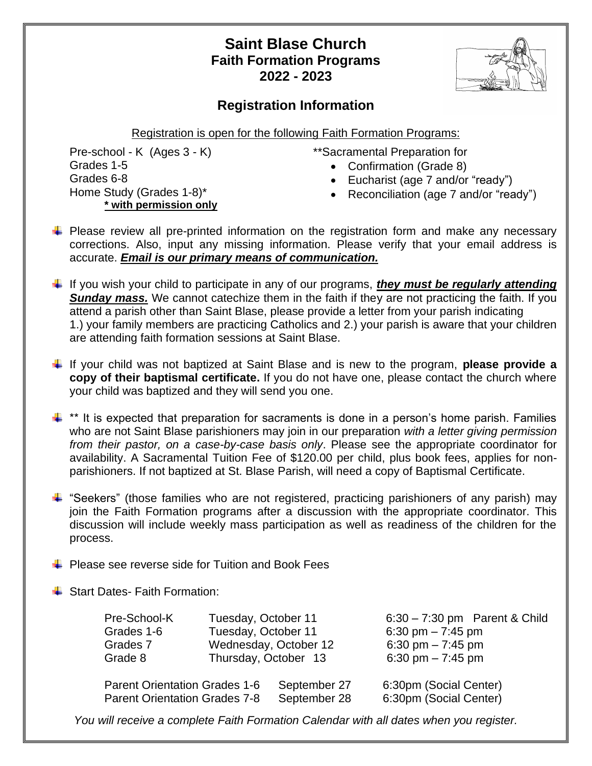# Saint Blase Church
## Faith Formation Programs
## 2022 - 2023

## Registration Information

Registration is open for the following Faith Formation Programs:

Pre-school - K (Ages 3 - K)
Grades 1-5
Grades 6-8
Home Study (Grades 1-8)*
**\* with permission only**

**Sacramental Preparation for
- Confirmation (Grade 8)
- Eucharist (age 7 and/or "ready")
- Reconciliation (age 7 and/or "ready")

- Please review all pre-printed information on the registration form and make any necessary corrections. Also, input any missing information. Please verify that your email address is accurate. ***Email is our primary means of communication.***
- If you wish your child to participate in any of our programs, ***they must be regularly attending Sunday mass.*** We cannot catechize them in the faith if they are not practicing the faith. If you attend a parish other than Saint Blase, please provide a letter from your parish indicating 1.) your family members are practicing Catholics and 2.) your parish is aware that your children are attending faith formation sessions at Saint Blase.
- If your child was not baptized at Saint Blase and is new to the program, **please provide a copy of their baptismal certificate.** If you do not have one, please contact the church where your child was baptized and they will send you one.
- ** It is expected that preparation for sacraments is done in a person's home parish. Families who are not Saint Blase parishioners may join in our preparation *with a letter giving permission from their pastor, on a case-by-case basis only*. Please see the appropriate coordinator for availability. A Sacramental Tuition Fee of $120.00 per child, plus book fees, applies for non-parishioners. If not baptized at St. Blase Parish, will need a copy of Baptismal Certificate.
- "Seekers" (those families who are not registered, practicing parishioners of any parish) may join the Faith Formation programs after a discussion with the appropriate coordinator. This discussion will include weekly mass participation as well as readiness of the children for the process.
- Please see reverse side for Tuition and Book Fees
- Start Dates- Faith Formation:

| | | |
|---|---|---|
| Pre-School-K | Tuesday, October 11 | 6:30 – 7:30 pm Parent & Child |
| Grades 1-6 | Tuesday, October 11 | 6:30 pm – 7:45 pm |
| Grades 7 | Wednesday, October 12 | 6:30 pm – 7:45 pm |
| Grade 8 | Thursday, October 13 | 6:30 pm – 7:45 pm |

| | | |
|---|---|---|
| Parent Orientation Grades 1-6 | September 27 | 6:30pm (Social Center) |
| Parent Orientation Grades 7-8 | September 28 | 6:30pm (Social Center) |

*You will receive a complete Faith Formation Calendar with all dates when you register.*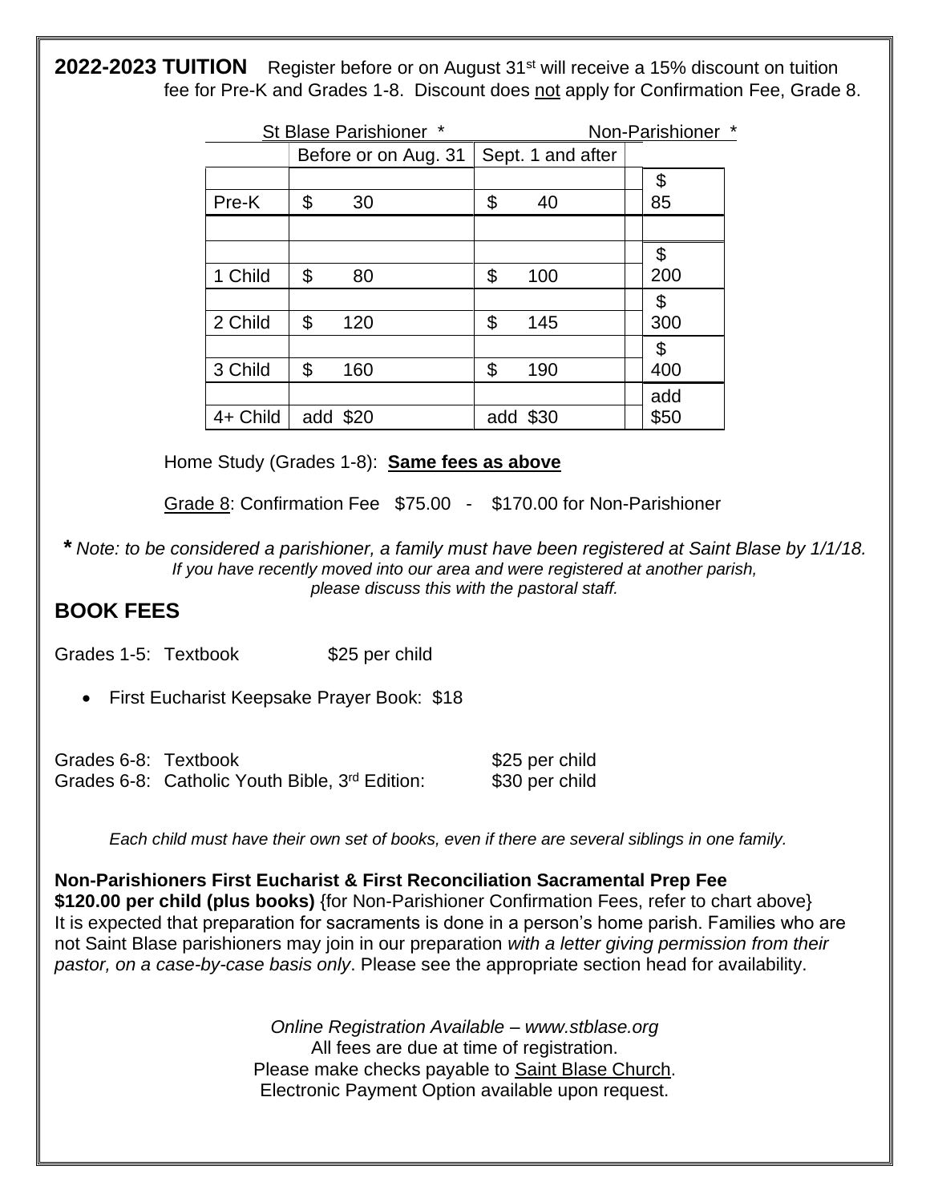**2022-2023 TUITION** Register before or on August 31st will receive a 15% discount on tuition fee for Pre-K and Grades 1-8. Discount does not apply for Confirmation Fee, Grade 8.

| | St Blase Parishioner * | | Non-Parishioner * |
|---|---|---|---|
| | Before or on Aug. 31 | Sept. 1 and after | |
| Pre-K | $ 30 | $ 40 | $ 85 |
| 1 Child | $ 80 | $ 100 | $ 200 |
| 2 Child | $ 120 | $ 145 | $ 300 |
| 3 Child | $ 160 | $ 190 | $ 400 |
| 4+ Child | add $20 | add $30 | add $50 |

Home Study (Grades 1-8): **Same fees as above**

Grade 8: Confirmation Fee $75.00 - $170.00 for Non-Parishioner

*\* Note: to be considered a parishioner, a family must have been registered at Saint Blase by 1/1/18.*
*If you have recently moved into our area and were registered at another parish, please discuss this with the pastoral staff.*

## BOOK FEES

Grades 1-5: Textbook $25 per child

- First Eucharist Keepsake Prayer Book: $18

Grades 6-8: Textbook $25 per child
Grades 6-8: Catholic Youth Bible, 3rd Edition: $30 per child

*Each child must have their own set of books, even if there are several siblings in one family.*

**Non-Parishioners First Eucharist & First Reconciliation Sacramental Prep Fee**
**$120.00 per child (plus books)** {for Non-Parishioner Confirmation Fees, refer to chart above}
It is expected that preparation for sacraments is done in a person's home parish. Families who are not Saint Blase parishioners may join in our preparation *with a letter giving permission from their pastor, on a case-by-case basis only*. Please see the appropriate section head for availability.

*Online Registration Available – www.stblase.org*
All fees are due at time of registration.
Please make checks payable to Saint Blase Church.
Electronic Payment Option available upon request.